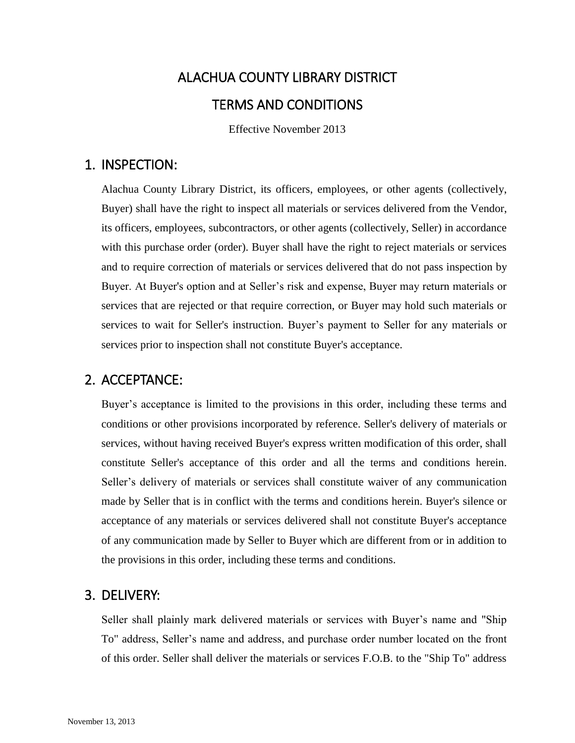# ALACHUA COUNTY LIBRARY DISTRICT

# TERMS AND CONDITIONS

Effective November 2013

## 1. INSPECTION:

Alachua County Library District, its officers, employees, or other agents (collectively, Buyer) shall have the right to inspect all materials or services delivered from the Vendor, its officers, employees, subcontractors, or other agents (collectively, Seller) in accordance with this purchase order (order). Buyer shall have the right to reject materials or services and to require correction of materials or services delivered that do not pass inspection by Buyer. At Buyer's option and at Seller's risk and expense, Buyer may return materials or services that are rejected or that require correction, or Buyer may hold such materials or services to wait for Seller's instruction. Buyer's payment to Seller for any materials or services prior to inspection shall not constitute Buyer's acceptance.

## 2. ACCEPTANCE:

Buyer's acceptance is limited to the provisions in this order, including these terms and conditions or other provisions incorporated by reference. Seller's delivery of materials or services, without having received Buyer's express written modification of this order, shall constitute Seller's acceptance of this order and all the terms and conditions herein. Seller's delivery of materials or services shall constitute waiver of any communication made by Seller that is in conflict with the terms and conditions herein. Buyer's silence or acceptance of any materials or services delivered shall not constitute Buyer's acceptance of any communication made by Seller to Buyer which are different from or in addition to the provisions in this order, including these terms and conditions.

## 3. DELIVERY:

Seller shall plainly mark delivered materials or services with Buyer's name and "Ship To" address, Seller's name and address, and purchase order number located on the front of this order. Seller shall deliver the materials or services F.O.B. to the "Ship To" address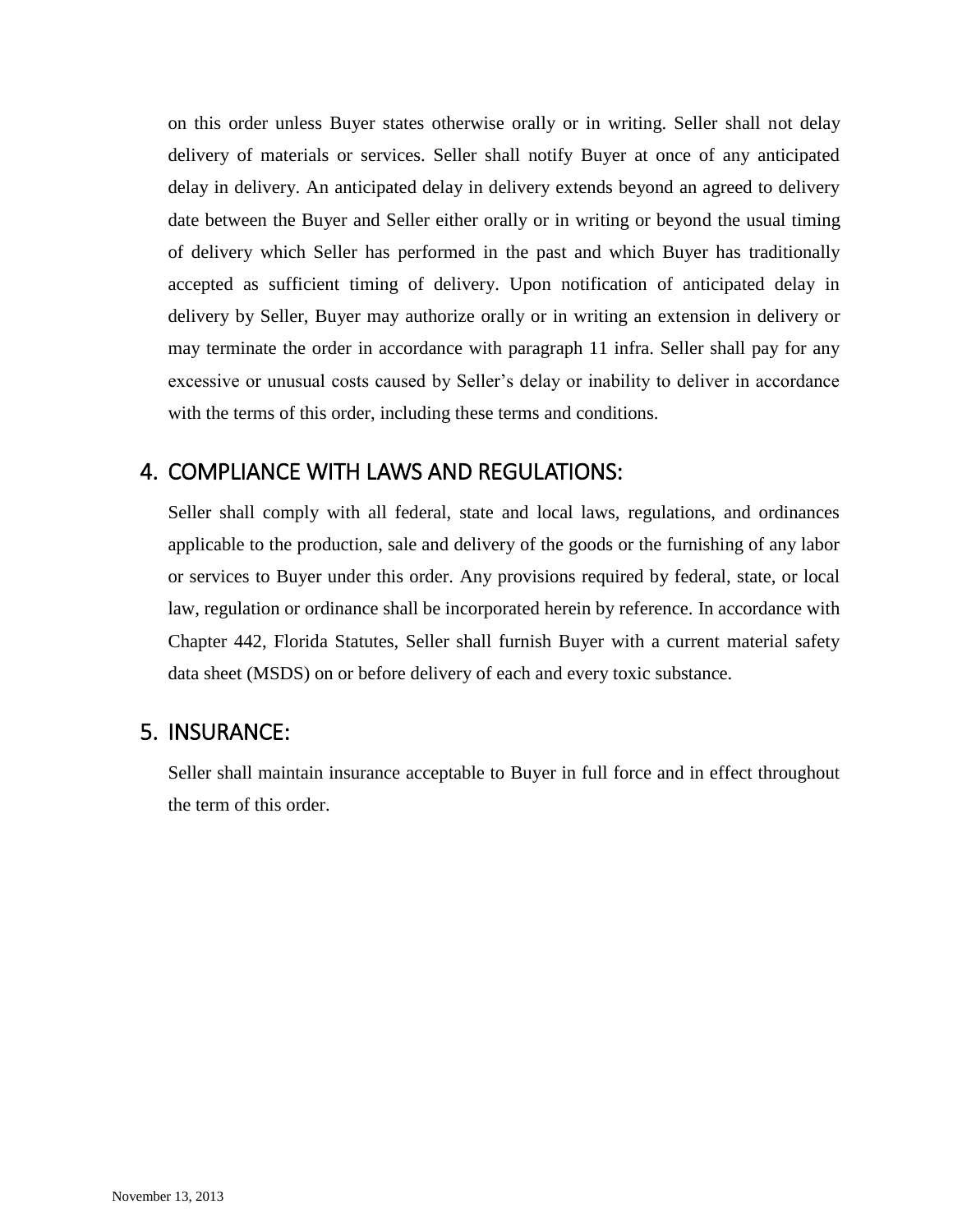on this order unless Buyer states otherwise orally or in writing. Seller shall not delay delivery of materials or services. Seller shall notify Buyer at once of any anticipated delay in delivery. An anticipated delay in delivery extends beyond an agreed to delivery date between the Buyer and Seller either orally or in writing or beyond the usual timing of delivery which Seller has performed in the past and which Buyer has traditionally accepted as sufficient timing of delivery. Upon notification of anticipated delay in delivery by Seller, Buyer may authorize orally or in writing an extension in delivery or may terminate the order in accordance with paragraph 11 infra. Seller shall pay for any excessive or unusual costs caused by Seller's delay or inability to deliver in accordance with the terms of this order, including these terms and conditions.

## 4. COMPLIANCE WITH LAWS AND REGULATIONS:

Seller shall comply with all federal, state and local laws, regulations, and ordinances applicable to the production, sale and delivery of the goods or the furnishing of any labor or services to Buyer under this order. Any provisions required by federal, state, or local law, regulation or ordinance shall be incorporated herein by reference. In accordance with Chapter 442, Florida Statutes, Seller shall furnish Buyer with a current material safety data sheet (MSDS) on or before delivery of each and every toxic substance.

## 5. INSURANCE:

Seller shall maintain insurance acceptable to Buyer in full force and in effect throughout the term of this order.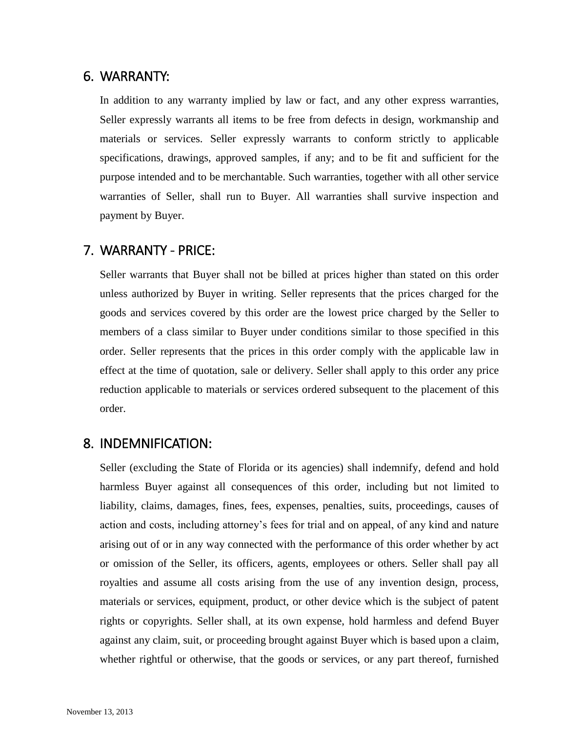## 6. WARRANTY:

In addition to any warranty implied by law or fact, and any other express warranties, Seller expressly warrants all items to be free from defects in design, workmanship and materials or services. Seller expressly warrants to conform strictly to applicable specifications, drawings, approved samples, if any; and to be fit and sufficient for the purpose intended and to be merchantable. Such warranties, together with all other service warranties of Seller, shall run to Buyer. All warranties shall survive inspection and payment by Buyer.

## 7. WARRANTY - PRICE:

Seller warrants that Buyer shall not be billed at prices higher than stated on this order unless authorized by Buyer in writing. Seller represents that the prices charged for the goods and services covered by this order are the lowest price charged by the Seller to members of a class similar to Buyer under conditions similar to those specified in this order. Seller represents that the prices in this order comply with the applicable law in effect at the time of quotation, sale or delivery. Seller shall apply to this order any price reduction applicable to materials or services ordered subsequent to the placement of this order.

## 8. INDEMNIFICATION:

Seller (excluding the State of Florida or its agencies) shall indemnify, defend and hold harmless Buyer against all consequences of this order, including but not limited to liability, claims, damages, fines, fees, expenses, penalties, suits, proceedings, causes of action and costs, including attorney's fees for trial and on appeal, of any kind and nature arising out of or in any way connected with the performance of this order whether by act or omission of the Seller, its officers, agents, employees or others. Seller shall pay all royalties and assume all costs arising from the use of any invention design, process, materials or services, equipment, product, or other device which is the subject of patent rights or copyrights. Seller shall, at its own expense, hold harmless and defend Buyer against any claim, suit, or proceeding brought against Buyer which is based upon a claim, whether rightful or otherwise, that the goods or services, or any part thereof, furnished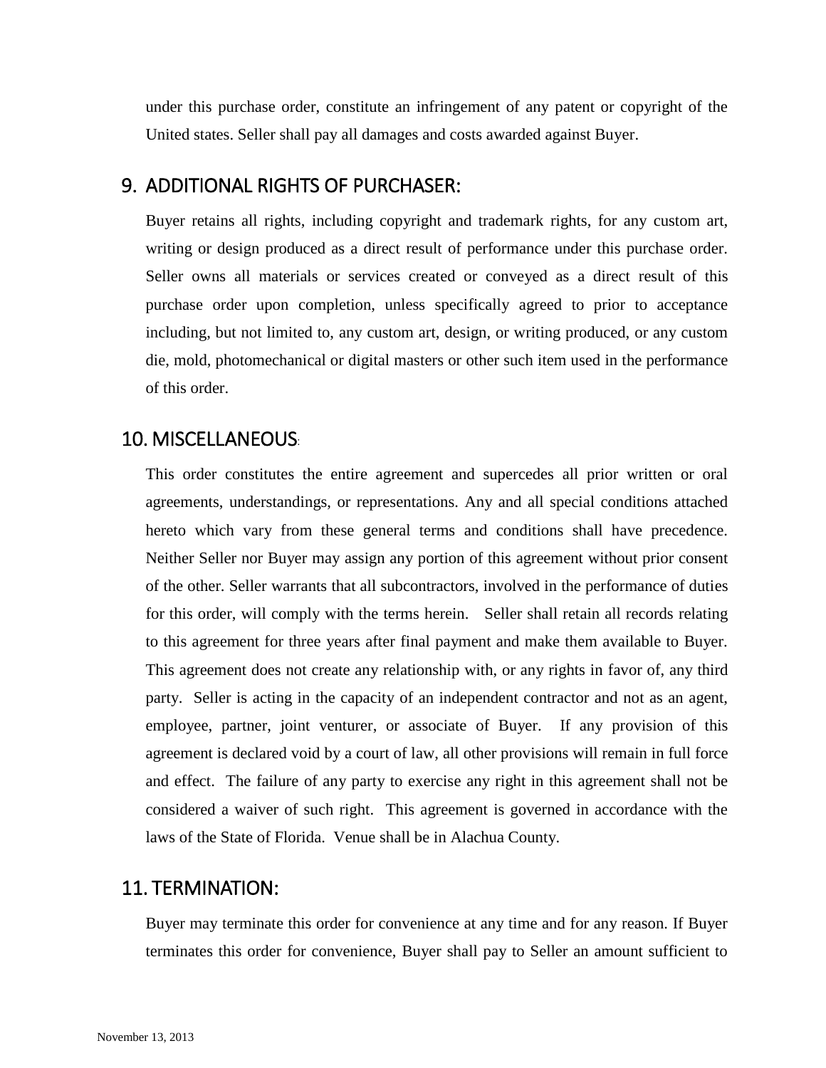under this purchase order, constitute an infringement of any patent or copyright of the United states. Seller shall pay all damages and costs awarded against Buyer.

## 9. ADDITIONAL RIGHTS OF PURCHASER:

Buyer retains all rights, including copyright and trademark rights, for any custom art, writing or design produced as a direct result of performance under this purchase order. Seller owns all materials or services created or conveyed as a direct result of this purchase order upon completion, unless specifically agreed to prior to acceptance including, but not limited to, any custom art, design, or writing produced, or any custom die, mold, photomechanical or digital masters or other such item used in the performance of this order.

## 10. MISCELLANEOUS:

This order constitutes the entire agreement and supercedes all prior written or oral agreements, understandings, or representations. Any and all special conditions attached hereto which vary from these general terms and conditions shall have precedence. Neither Seller nor Buyer may assign any portion of this agreement without prior consent of the other. Seller warrants that all subcontractors, involved in the performance of duties for this order, will comply with the terms herein. Seller shall retain all records relating to this agreement for three years after final payment and make them available to Buyer. This agreement does not create any relationship with, or any rights in favor of, any third party. Seller is acting in the capacity of an independent contractor and not as an agent, employee, partner, joint venturer, or associate of Buyer. If any provision of this agreement is declared void by a court of law, all other provisions will remain in full force and effect. The failure of any party to exercise any right in this agreement shall not be considered a waiver of such right. This agreement is governed in accordance with the laws of the State of Florida. Venue shall be in Alachua County.

## 11. TERMINATION:

Buyer may terminate this order for convenience at any time and for any reason. If Buyer terminates this order for convenience, Buyer shall pay to Seller an amount sufficient to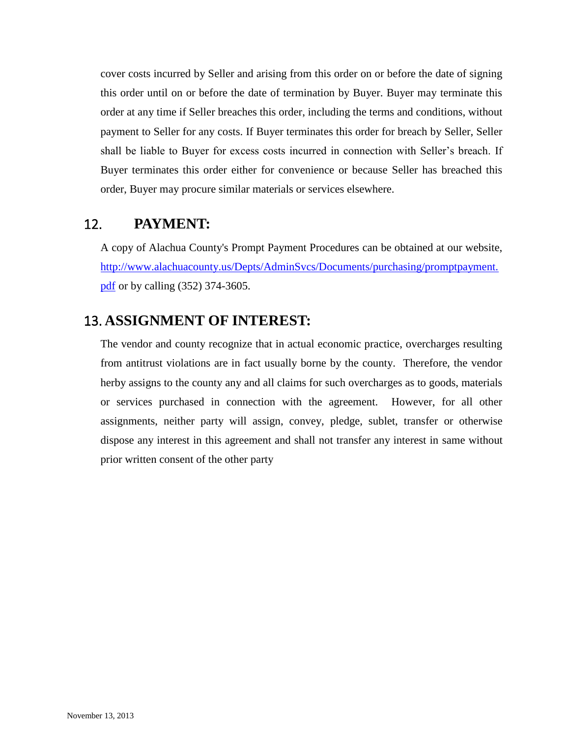cover costs incurred by Seller and arising from this order on or before the date of signing this order until on or before the date of termination by Buyer. Buyer may terminate this order at any time if Seller breaches this order, including the terms and conditions, without payment to Seller for any costs. If Buyer terminates this order for breach by Seller, Seller shall be liable to Buyer for excess costs incurred in connection with Seller's breach. If Buyer terminates this order either for convenience or because Seller has breached this order, Buyer may procure similar materials or services elsewhere.

## 12. PAYMENT:

A copy of Alachua County's Prompt Payment Procedures can be obtained at our website, [http://www.alachuacounty.us/Depts/AdminSvcs/Documents/purchasing/promptpayment.pdf](http://www.alachuacounty.us/Depts/AdminSvcs/Documents/purchasing/promptpayment.pdf) or by calling (352) 374-3605.

## 13. ASSIGNMENT OF INTEREST:

The vendor and county recognize that in actual economic practice, overcharges resulting from antitrust violations are in fact usually borne by the county. Therefore, the vendor herby assigns to the county any and all claims for such overcharges as to goods, materials or services purchased in connection with the agreement. However, for all other assignments, neither party will assign, convey, pledge, sublet, transfer or otherwise dispose any interest in this agreement and shall not transfer any interest in same without prior written consent of the other party

November 13, 2013